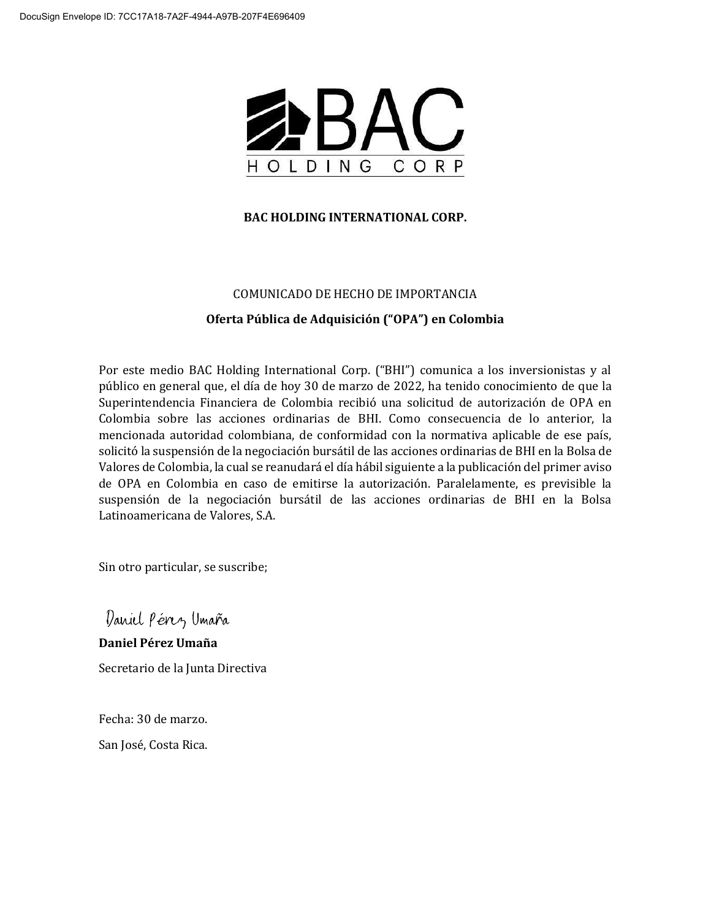**BAC HOLDING INTERNATIONAL CORP.**

COMUNICADO DE HECHO DE IMPORTANCIA

**Oferta Pública de Adquisición ("OPA") en Colombia**

Por este medio BAC Holding International Corp. ("BHI") comunica a los inversionistas y al público en general que, el día de hoy 30 de marzo de 2022, ha tenido conocimiento de que la Superintendencia Financiera de Colombia recibió una solicitud de autorización de OPA en Colombia sobre las acciones ordinarias de BHI. Como consecuencia de lo anterior, la mencionada autoridad colombiana, de conformidad con la normativa aplicable de ese país, solicitó la suspensión de la negociación bursátil de las acciones ordinarias de BHI en la Bolsa de Valores de Colombia, la cual se reanudará el día hábil siguiente a la publicación del primer aviso de OPA en Colombia en caso de emitirse la autorización. Paralelamente, es previsible la suspensión de la negociación bursátil de las acciones ordinarias de BHI en la Bolsa Latinoamericana de Valores, S.A.

Sin otro particular, se suscribe;

Daniel Pérez Umaña

**Daniel Pérez Umaña**

Secretario de la Junta Directiva

Fecha: 30 de marzo.

San José, Costa Rica.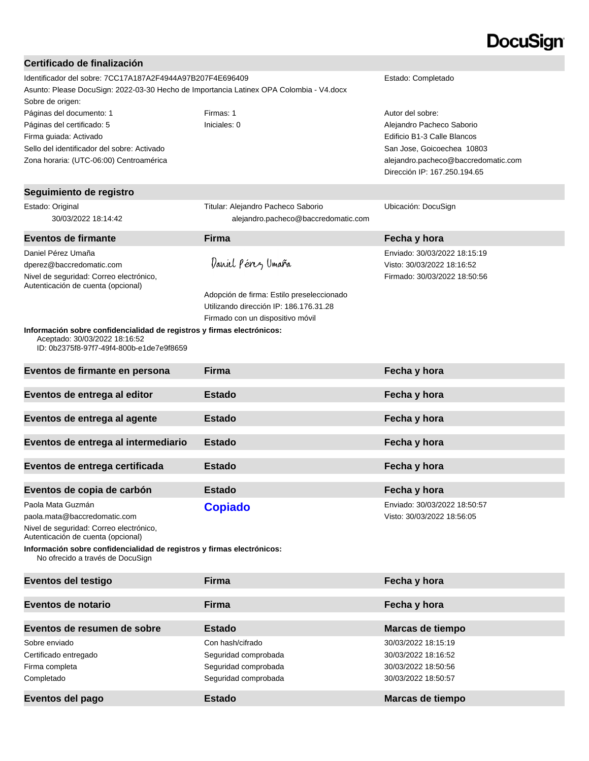DocuSign

## Certificado de finalización

| | | |
|---|---|---|
| Identificador del sobre: 7CC17A187A2F4944A97B207F4E696409 | | Estado: Completado |
| Asunto: Please DocuSign: 2022-03-30 Hecho de Importancia Latinex OPA Colombia - V4.docx | | |
| Sobre de origen: | | |
| Páginas del documento: 1 | Firmas: 1 | Autor del sobre: |
| Páginas del certificado: 5 | Iniciales: 0 | Alejandro Pacheco Saborio |
| Firma guiada: Activado | | Edificio B1-3 Calle Blancos |
| Sello del identificador del sobre: Activado | | San Jose, Goicoechea 10803 |
| Zona horaria: (UTC-06:00) Centroamérica | | alejandro.pacheco@baccredomatic.com |
| | | Dirección IP: 167.250.194.65 |

## Seguimiento de registro

| | | |
|---|---|---|
| Estado: Original<br>30/03/2022 18:14:42 | Titular: Alejandro Pacheco Saborio<br>alejandro.pacheco@baccredomatic.com | Ubicación: DocuSign |

| Eventos de firmante | Firma | Fecha y hora |
|---|---|---|
| Daniel Pérez Umaña<br>dperez@baccredomatic.com<br>Nivel de seguridad: Correo electrónico, Autenticación de cuenta (opcional) | Daniel Pérez Umaña<br>Adopción de firma: Estilo preseleccionado<br>Utilizando dirección IP: 186.176.31.28<br>Firmado con un dispositivo móvil | Enviado: 30/03/2022 18:15:19<br>Visto: 30/03/2022 18:16:52<br>Firmado: 30/03/2022 18:50:56 |

**Información sobre confidencialidad de registros y firmas electrónicos:**
Aceptado: 30/03/2022 18:16:52
ID: 0b2375f8-97f7-49f4-800b-e1de7e9f8659

| Eventos de firmante en persona | Firma | Fecha y hora |
|---|---|---|

| Eventos de entrega al editor | Estado | Fecha y hora |
|---|---|---|

| Eventos de entrega al agente | Estado | Fecha y hora |
|---|---|---|

| Eventos de entrega al intermediario | Estado | Fecha y hora |
|---|---|---|

| Eventos de entrega certificada | Estado | Fecha y hora |
|---|---|---|

| Eventos de copia de carbón | Estado | Fecha y hora |
|---|---|---|
| Paola Mata Guzmán<br>paola.mata@baccredomatic.com<br>Nivel de seguridad: Correo electrónico, Autenticación de cuenta (opcional) | **Copiado** | Enviado: 30/03/2022 18:50:57<br>Visto: 30/03/2022 18:56:05 |

**Información sobre confidencialidad de registros y firmas electrónicos:**
No ofrecido a través de DocuSign

| Eventos del testigo | Firma | Fecha y hora |
|---|---|---|

| Eventos de notario | Firma | Fecha y hora |
|---|---|---|

| Eventos de resumen de sobre | Estado | Marcas de tiempo |
|---|---|---|
| Sobre enviado | Con hash/cifrado | 30/03/2022 18:15:19 |
| Certificado entregado | Seguridad comprobada | 30/03/2022 18:16:52 |
| Firma completa | Seguridad comprobada | 30/03/2022 18:50:56 |
| Completado | Seguridad comprobada | 30/03/2022 18:50:57 |

| Eventos del pago | Estado | Marcas de tiempo |
|---|---|---|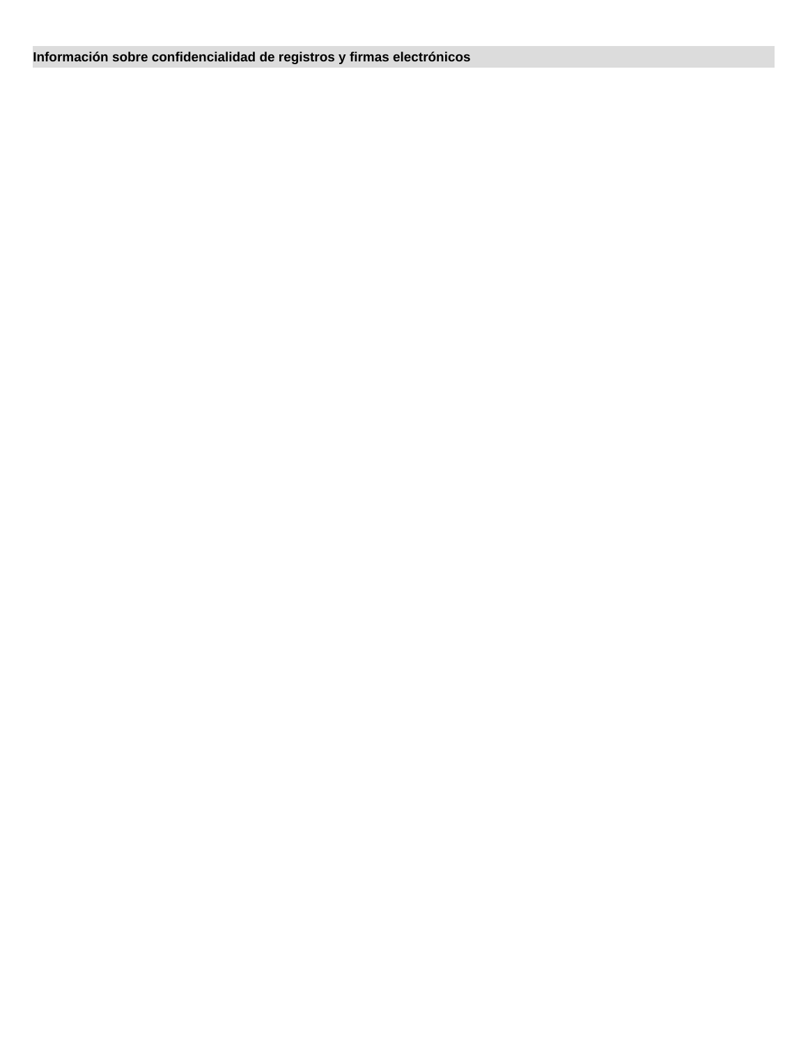## Información sobre confidencialidad de registros y firmas electrónicos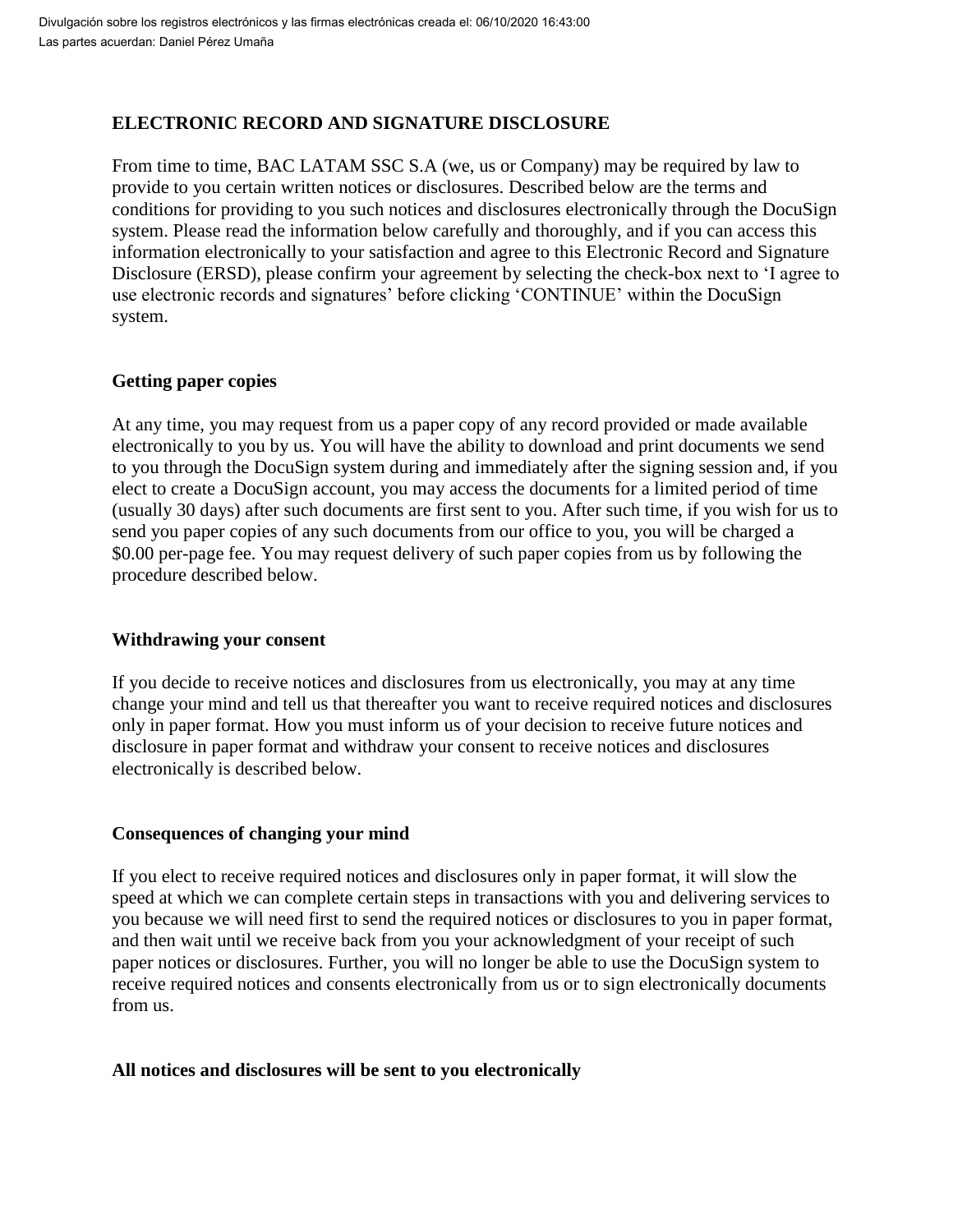# ELECTRONIC RECORD AND SIGNATURE DISCLOSURE

From time to time, BAC LATAM SSC S.A (we, us or Company) may be required by law to provide to you certain written notices or disclosures. Described below are the terms and conditions for providing to you such notices and disclosures electronically through the DocuSign system. Please read the information below carefully and thoroughly, and if you can access this information electronically to your satisfaction and agree to this Electronic Record and Signature Disclosure (ERSD), please confirm your agreement by selecting the check-box next to 'I agree to use electronic records and signatures' before clicking 'CONTINUE' within the DocuSign system.

## Getting paper copies

At any time, you may request from us a paper copy of any record provided or made available electronically to you by us. You will have the ability to download and print documents we send to you through the DocuSign system during and immediately after the signing session and, if you elect to create a DocuSign account, you may access the documents for a limited period of time (usually 30 days) after such documents are first sent to you. After such time, if you wish for us to send you paper copies of any such documents from our office to you, you will be charged a $0.00 per-page fee. You may request delivery of such paper copies from us by following the procedure described below.

## Withdrawing your consent

If you decide to receive notices and disclosures from us electronically, you may at any time change your mind and tell us that thereafter you want to receive required notices and disclosures only in paper format. How you must inform us of your decision to receive future notices and disclosure in paper format and withdraw your consent to receive notices and disclosures electronically is described below.

## Consequences of changing your mind

If you elect to receive required notices and disclosures only in paper format, it will slow the speed at which we can complete certain steps in transactions with you and delivering services to you because we will need first to send the required notices or disclosures to you in paper format, and then wait until we receive back from you your acknowledgment of your receipt of such paper notices or disclosures. Further, you will no longer be able to use the DocuSign system to receive required notices and consents electronically from us or to sign electronically documents from us.

## All notices and disclosures will be sent to you electronically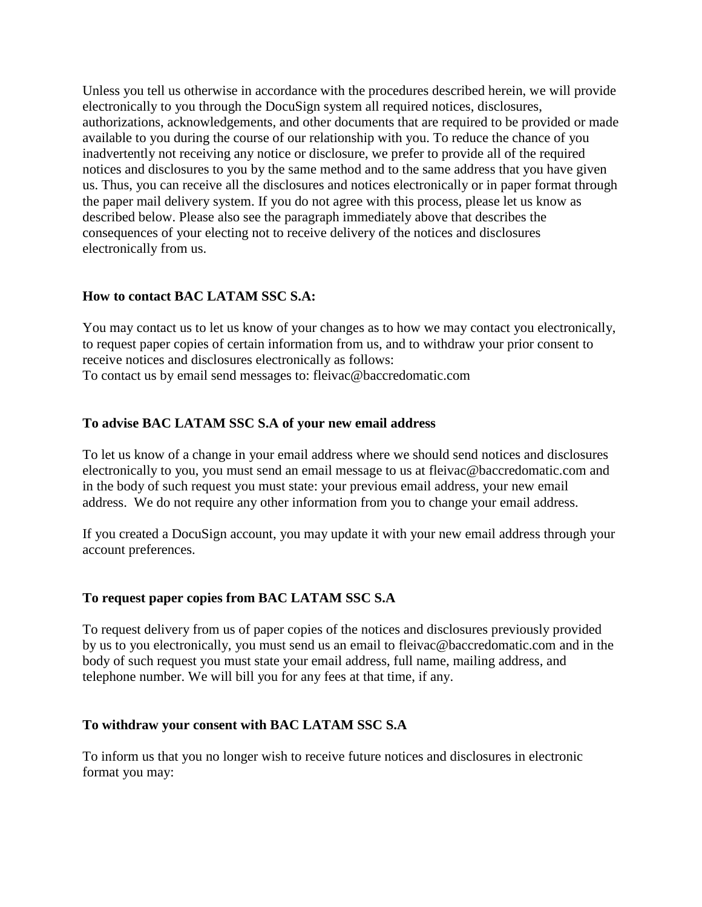Unless you tell us otherwise in accordance with the procedures described herein, we will provide electronically to you through the DocuSign system all required notices, disclosures, authorizations, acknowledgements, and other documents that are required to be provided or made available to you during the course of our relationship with you. To reduce the chance of you inadvertently not receiving any notice or disclosure, we prefer to provide all of the required notices and disclosures to you by the same method and to the same address that you have given us. Thus, you can receive all the disclosures and notices electronically or in paper format through the paper mail delivery system. If you do not agree with this process, please let us know as described below. Please also see the paragraph immediately above that describes the consequences of your electing not to receive delivery of the notices and disclosures electronically from us.

**How to contact BAC LATAM SSC S.A:**

You may contact us to let us know of your changes as to how we may contact you electronically, to request paper copies of certain information from us, and to withdraw your prior consent to receive notices and disclosures electronically as follows:
To contact us by email send messages to: fleivac@baccredomatic.com

**To advise BAC LATAM SSC S.A of your new email address**

To let us know of a change in your email address where we should send notices and disclosures electronically to you, you must send an email message to us at fleivac@baccredomatic.com and in the body of such request you must state: your previous email address, your new email address. We do not require any other information from you to change your email address.

If you created a DocuSign account, you may update it with your new email address through your account preferences.

**To request paper copies from BAC LATAM SSC S.A**

To request delivery from us of paper copies of the notices and disclosures previously provided by us to you electronically, you must send us an email to fleivac@baccredomatic.com and in the body of such request you must state your email address, full name, mailing address, and telephone number. We will bill you for any fees at that time, if any.

**To withdraw your consent with BAC LATAM SSC S.A**

To inform us that you no longer wish to receive future notices and disclosures in electronic format you may: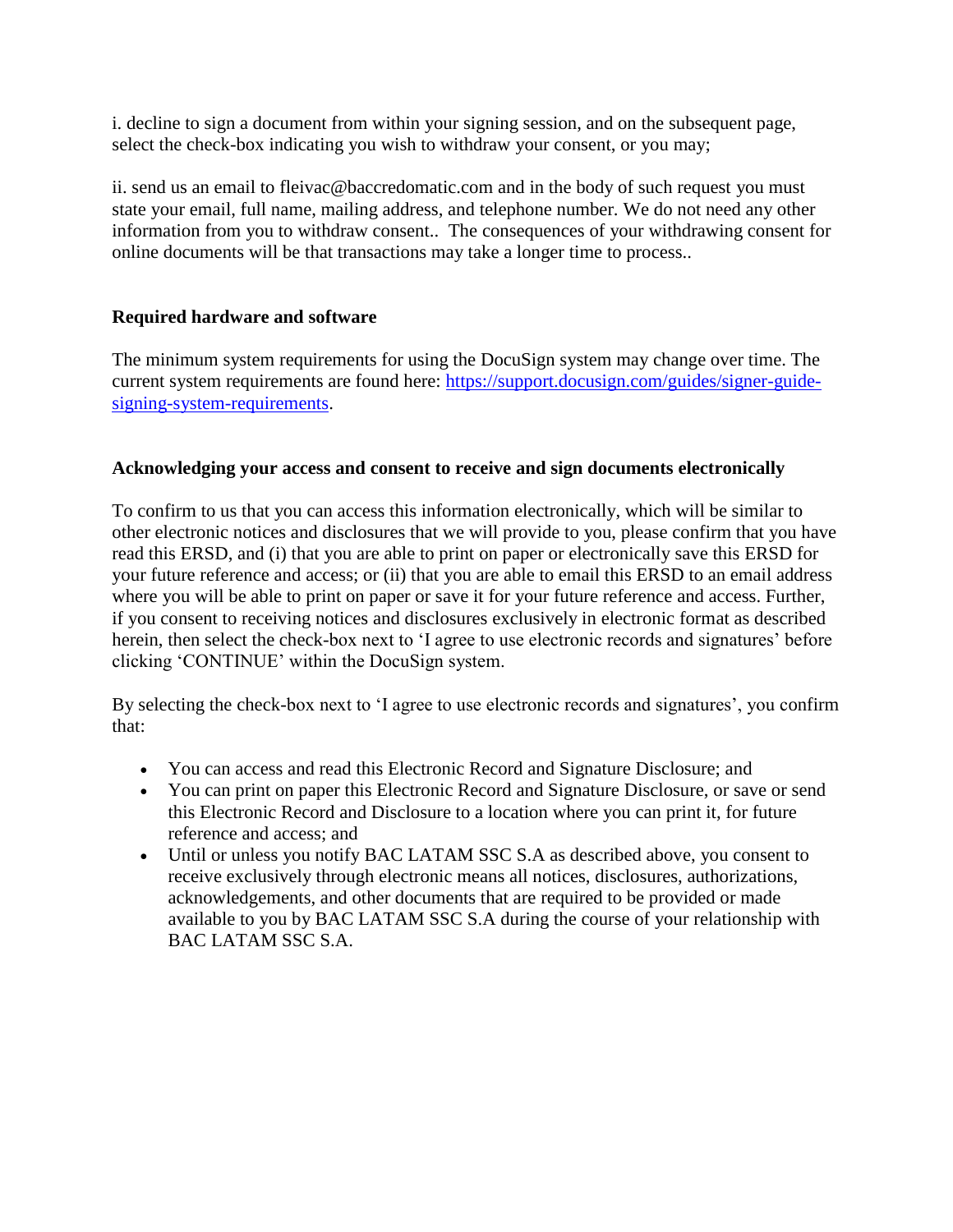i. decline to sign a document from within your signing session, and on the subsequent page, select the check-box indicating you wish to withdraw your consent, or you may;

ii. send us an email to fleivac@baccredomatic.com and in the body of such request you must state your email, full name, mailing address, and telephone number. We do not need any other information from you to withdraw consent.. The consequences of your withdrawing consent for online documents will be that transactions may take a longer time to process..

**Required hardware and software**

The minimum system requirements for using the DocuSign system may change over time. The current system requirements are found here: [https://support.docusign.com/guides/signer-guide-signing-system-requirements](https://support.docusign.com/guides/signer-guide-signing-system-requirements).

**Acknowledging your access and consent to receive and sign documents electronically**

To confirm to us that you can access this information electronically, which will be similar to other electronic notices and disclosures that we will provide to you, please confirm that you have read this ERSD, and (i) that you are able to print on paper or electronically save this ERSD for your future reference and access; or (ii) that you are able to email this ERSD to an email address where you will be able to print on paper or save it for your future reference and access. Further, if you consent to receiving notices and disclosures exclusively in electronic format as described herein, then select the check-box next to 'I agree to use electronic records and signatures' before clicking 'CONTINUE' within the DocuSign system.

By selecting the check-box next to 'I agree to use electronic records and signatures', you confirm that:

- You can access and read this Electronic Record and Signature Disclosure; and
- You can print on paper this Electronic Record and Signature Disclosure, or save or send this Electronic Record and Disclosure to a location where you can print it, for future reference and access; and
- Until or unless you notify BAC LATAM SSC S.A as described above, you consent to receive exclusively through electronic means all notices, disclosures, authorizations, acknowledgements, and other documents that are required to be provided or made available to you by BAC LATAM SSC S.A during the course of your relationship with BAC LATAM SSC S.A.